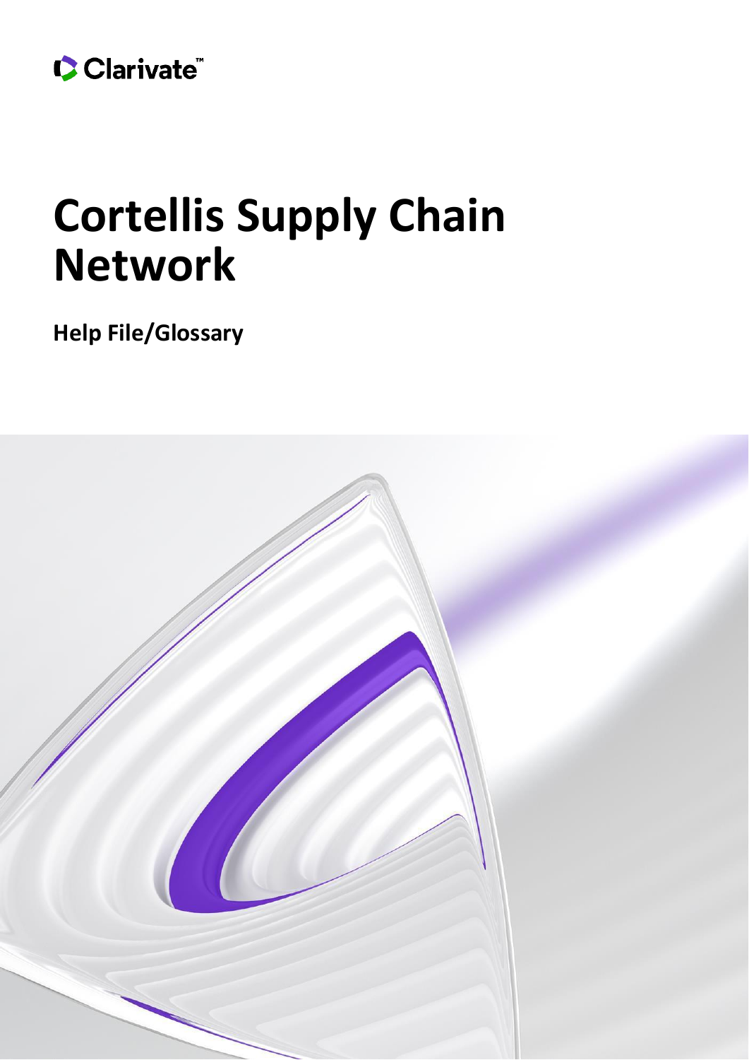Clarivate™

# Cortellis Supply Chain Network

**Help File/Glossary**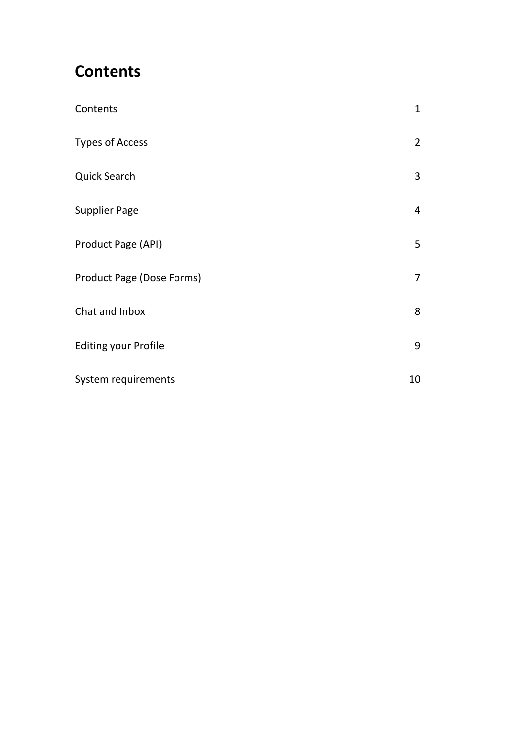# Contents

| | |
|---|---|
| Contents | 1 |
| Types of Access | 2 |
| Quick Search | 3 |
| Supplier Page | 4 |
| Product Page (API) | 5 |
| Product Page (Dose Forms) | 7 |
| Chat and Inbox | 8 |
| Editing your Profile | 9 |
| System requirements | 10 |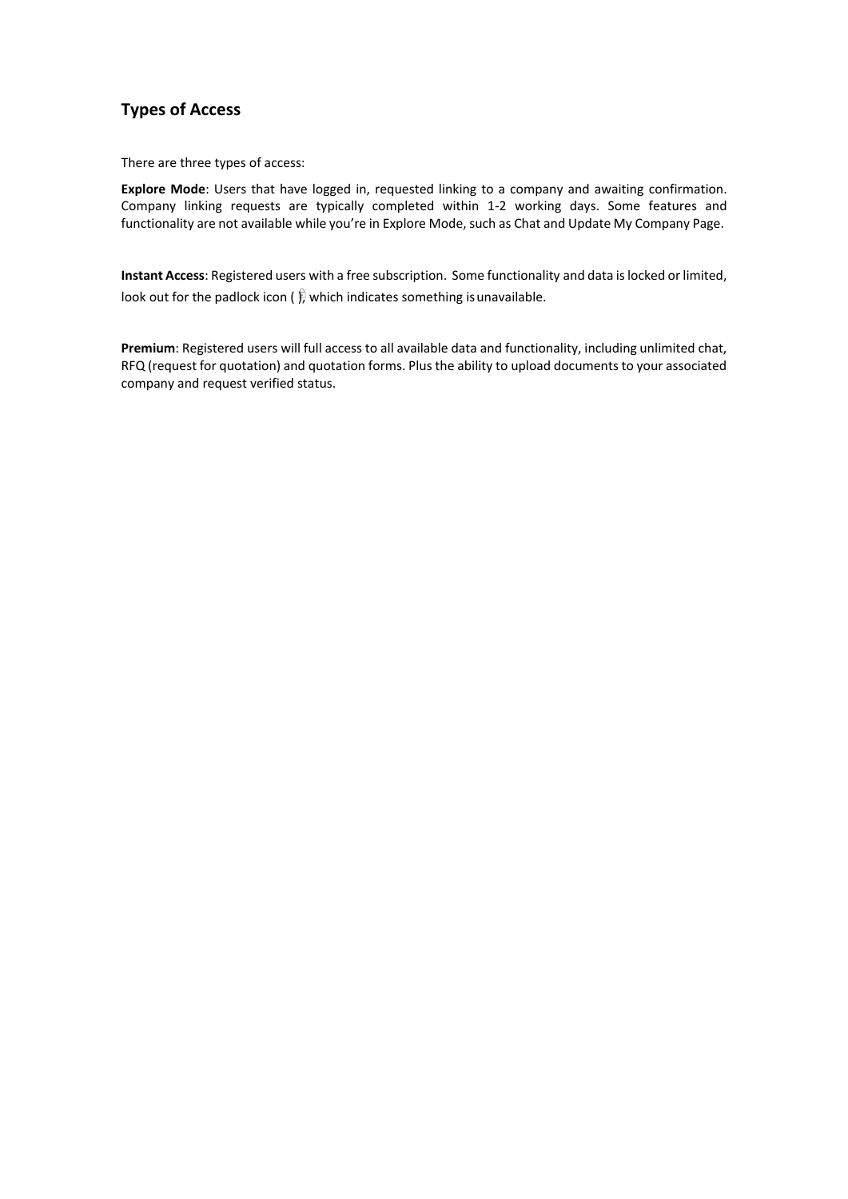## Types of Access

There are three types of access:

**Explore Mode**: Users that have logged in, requested linking to a company and awaiting confirmation. Company linking requests are typically completed within 1-2 working days. Some features and functionality are not available while you're in Explore Mode, such as Chat and Update My Company Page.

**Instant Access**: Registered users with a free subscription. Some functionality and data is locked or limited, look out for the padlock icon ( ), which indicates something is unavailable.

**Premium**: Registered users will full access to all available data and functionality, including unlimited chat, RFQ (request for quotation) and quotation forms. Plus the ability to upload documents to your associated company and request verified status.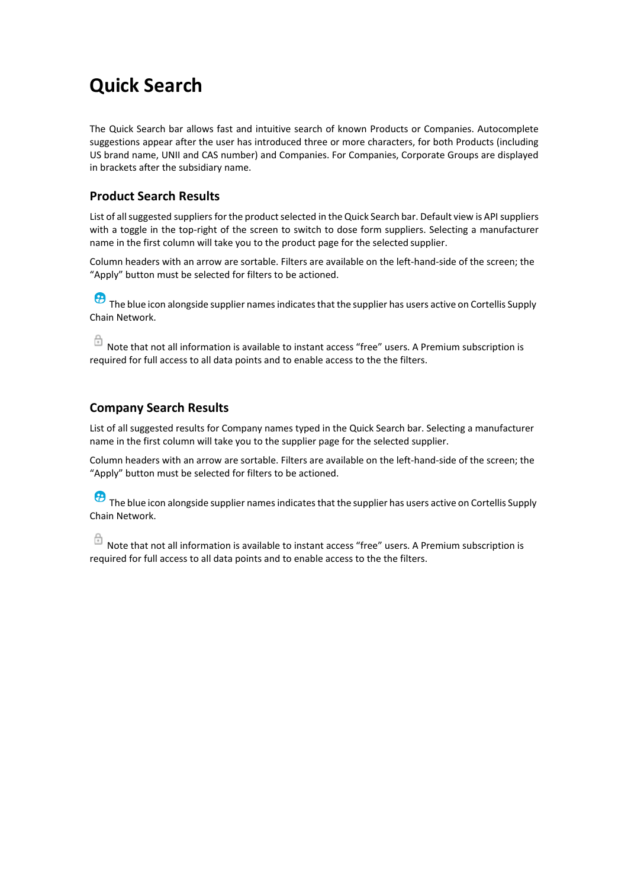# Quick Search

The Quick Search bar allows fast and intuitive search of known Products or Companies. Autocomplete suggestions appear after the user has introduced three or more characters, for both Products (including US brand name, UNII and CAS number) and Companies. For Companies, Corporate Groups are displayed in brackets after the subsidiary name.

## Product Search Results

List of all suggested suppliers for the product selected in the Quick Search bar. Default view is API suppliers with a toggle in the top-right of the screen to switch to dose form suppliers. Selecting a manufacturer name in the first column will take you to the product page for the selected supplier.

Column headers with an arrow are sortable. Filters are available on the left-hand-side of the screen; the "Apply" button must be selected for filters to be actioned.

The blue icon alongside supplier names indicates that the supplier has users active on Cortellis Supply Chain Network.

Note that not all information is available to instant access "free" users. A Premium subscription is required for full access to all data points and to enable access to the the filters.

## Company Search Results

List of all suggested results for Company names typed in the Quick Search bar. Selecting a manufacturer name in the first column will take you to the supplier page for the selected supplier.

Column headers with an arrow are sortable. Filters are available on the left-hand-side of the screen; the "Apply" button must be selected for filters to be actioned.

The blue icon alongside supplier names indicates that the supplier has users active on Cortellis Supply Chain Network.

Note that not all information is available to instant access "free" users. A Premium subscription is required for full access to all data points and to enable access to the the filters.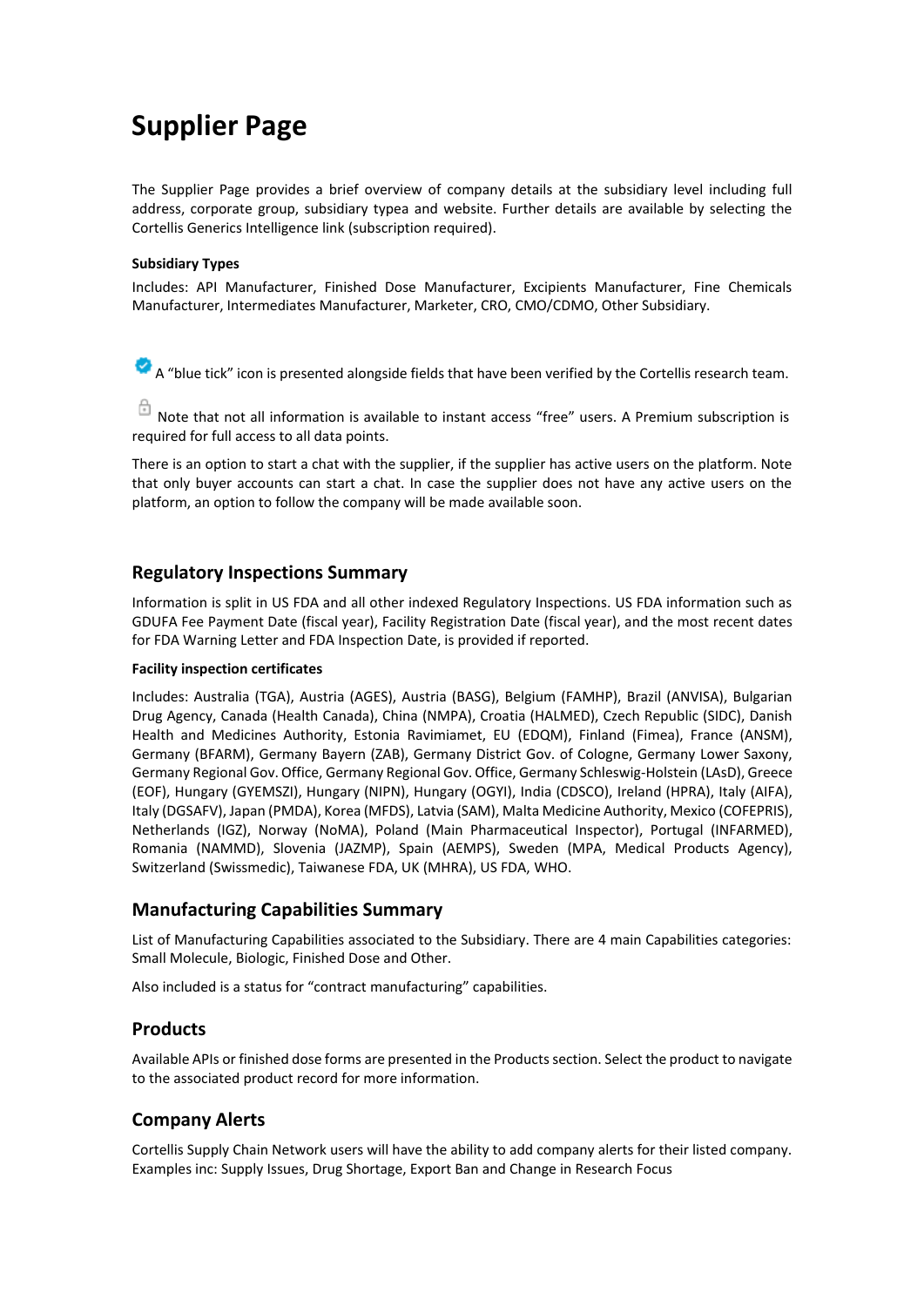# Supplier Page

The Supplier Page provides a brief overview of company details at the subsidiary level including full address, corporate group, subsidiary typea and website. Further details are available by selecting the Cortellis Generics Intelligence link (subscription required).

#### Subsidiary Types

Includes: API Manufacturer, Finished Dose Manufacturer, Excipients Manufacturer, Fine Chemicals Manufacturer, Intermediates Manufacturer, Marketer, CRO, CMO/CDMO, Other Subsidiary.

A "blue tick" icon is presented alongside fields that have been verified by the Cortellis research team.

Note that not all information is available to instant access "free" users. A Premium subscription is required for full access to all data points.

There is an option to start a chat with the supplier, if the supplier has active users on the platform. Note that only buyer accounts can start a chat. In case the supplier does not have any active users on the platform, an option to follow the company will be made available soon.

## Regulatory Inspections Summary

Information is split in US FDA and all other indexed Regulatory Inspections. US FDA information such as GDUFA Fee Payment Date (fiscal year), Facility Registration Date (fiscal year), and the most recent dates for FDA Warning Letter and FDA Inspection Date, is provided if reported.

#### Facility inspection certificates

Includes: Australia (TGA), Austria (AGES), Austria (BASG), Belgium (FAMHP), Brazil (ANVISA), Bulgarian Drug Agency, Canada (Health Canada), China (NMPA), Croatia (HALMED), Czech Republic (SIDC), Danish Health and Medicines Authority, Estonia Ravimiamet, EU (EDQM), Finland (Fimea), France (ANSM), Germany (BFARM), Germany Bayern (ZAB), Germany District Gov. of Cologne, Germany Lower Saxony, Germany Regional Gov. Office, Germany Regional Gov. Office, Germany Schleswig-Holstein (LAsD), Greece (EOF), Hungary (GYEMSZI), Hungary (NIPN), Hungary (OGYI), India (CDSCO), Ireland (HPRA), Italy (AIFA), Italy (DGSAFV), Japan (PMDA), Korea (MFDS), Latvia (SAM), Malta Medicine Authority, Mexico (COFEPRIS), Netherlands (IGZ), Norway (NoMA), Poland (Main Pharmaceutical Inspector), Portugal (INFARMED), Romania (NAMMD), Slovenia (JAZMP), Spain (AEMPS), Sweden (MPA, Medical Products Agency), Switzerland (Swissmedic), Taiwanese FDA, UK (MHRA), US FDA, WHO.

## Manufacturing Capabilities Summary

List of Manufacturing Capabilities associated to the Subsidiary. There are 4 main Capabilities categories: Small Molecule, Biologic, Finished Dose and Other.

Also included is a status for "contract manufacturing" capabilities.

## Products

Available APIs or finished dose forms are presented in the Products section. Select the product to navigate to the associated product record for more information.

## Company Alerts

Cortellis Supply Chain Network users will have the ability to add company alerts for their listed company. Examples inc: Supply Issues, Drug Shortage, Export Ban and Change in Research Focus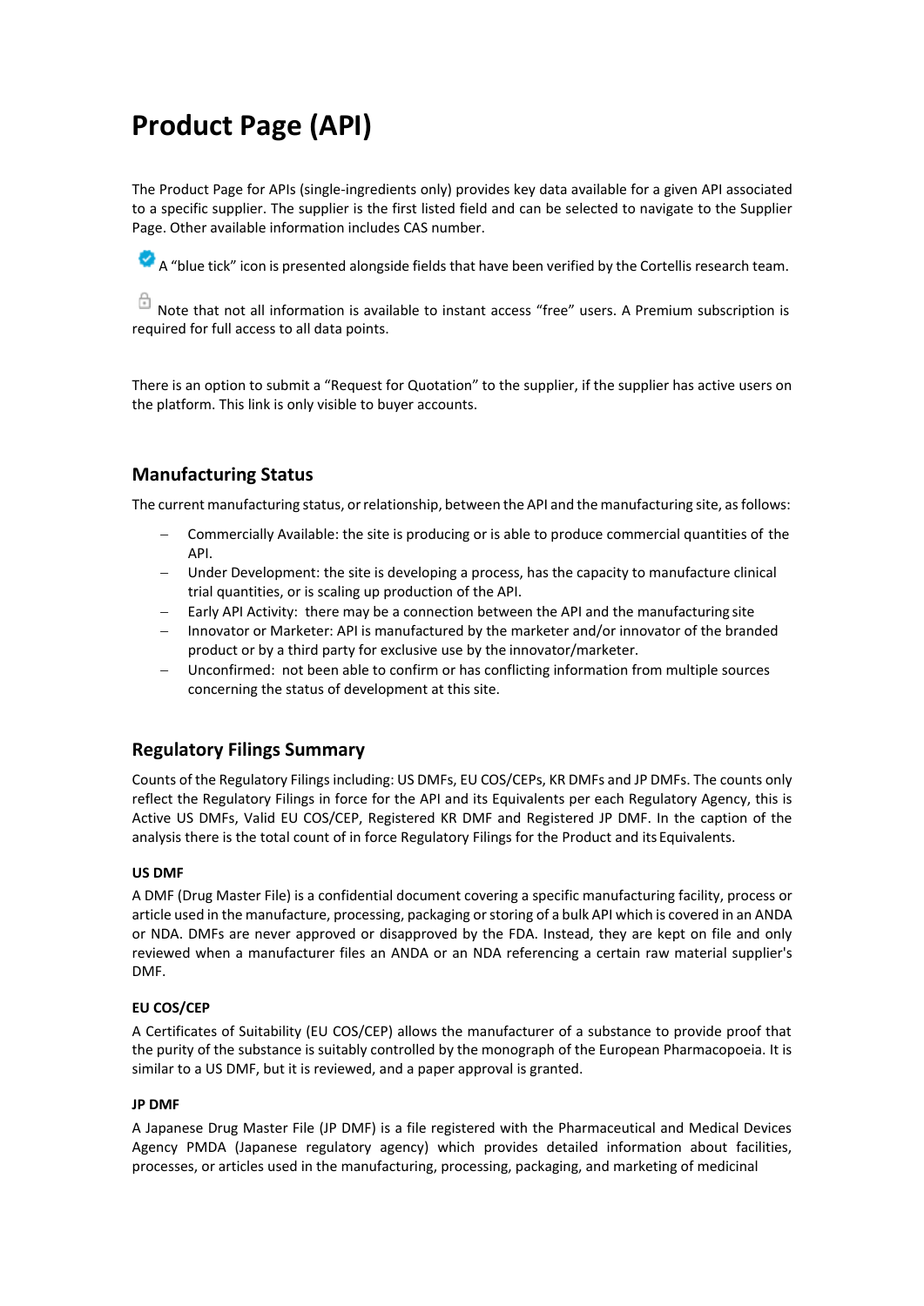# Product Page (API)

The Product Page for APIs (single-ingredients only) provides key data available for a given API associated to a specific supplier. The supplier is the first listed field and can be selected to navigate to the Supplier Page. Other available information includes CAS number.

A "blue tick" icon is presented alongside fields that have been verified by the Cortellis research team.

Note that not all information is available to instant access "free" users. A Premium subscription is required for full access to all data points.

There is an option to submit a "Request for Quotation" to the supplier, if the supplier has active users on the platform. This link is only visible to buyer accounts.

## Manufacturing Status

The current manufacturing status, or relationship, between the API and the manufacturing site, as follows:

- Commercially Available: the site is producing or is able to produce commercial quantities of the API.
- Under Development: the site is developing a process, has the capacity to manufacture clinical trial quantities, or is scaling up production of the API.
- Early API Activity: there may be a connection between the API and the manufacturing site
- Innovator or Marketer: API is manufactured by the marketer and/or innovator of the branded product or by a third party for exclusive use by the innovator/marketer.
- Unconfirmed: not been able to confirm or has conflicting information from multiple sources concerning the status of development at this site.

## Regulatory Filings Summary

Counts of the Regulatory Filings including: US DMFs, EU COS/CEPs, KR DMFs and JP DMFs. The counts only reflect the Regulatory Filings in force for the API and its Equivalents per each Regulatory Agency, this is Active US DMFs, Valid EU COS/CEP, Registered KR DMF and Registered JP DMF. In the caption of the analysis there is the total count of in force Regulatory Filings for the Product and its Equivalents.

#### US DMF

A DMF (Drug Master File) is a confidential document covering a specific manufacturing facility, process or article used in the manufacture, processing, packaging or storing of a bulk API which is covered in an ANDA or NDA. DMFs are never approved or disapproved by the FDA. Instead, they are kept on file and only reviewed when a manufacturer files an ANDA or an NDA referencing a certain raw material supplier's DMF.

#### EU COS/CEP

A Certificates of Suitability (EU COS/CEP) allows the manufacturer of a substance to provide proof that the purity of the substance is suitably controlled by the monograph of the European Pharmacopoeia. It is similar to a US DMF, but it is reviewed, and a paper approval is granted.

#### JP DMF

A Japanese Drug Master File (JP DMF) is a file registered with the Pharmaceutical and Medical Devices Agency PMDA (Japanese regulatory agency) which provides detailed information about facilities, processes, or articles used in the manufacturing, processing, packaging, and marketing of medicinal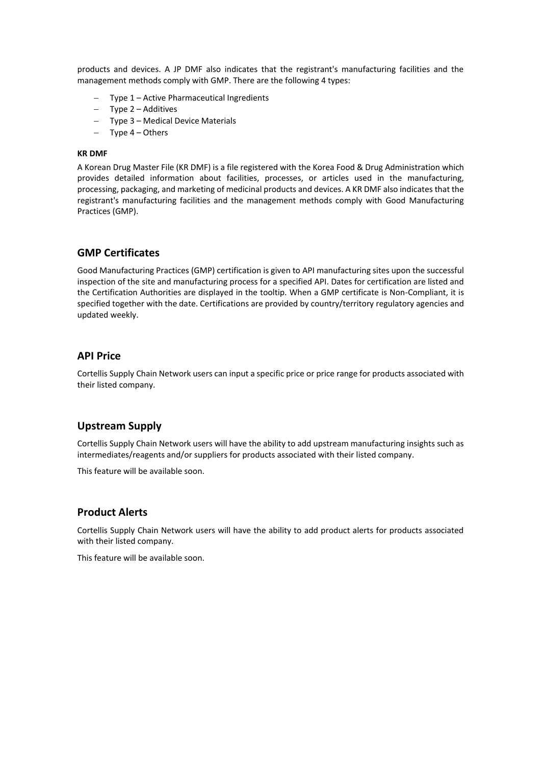products and devices. A JP DMF also indicates that the registrant's manufacturing facilities and the management methods comply with GMP. There are the following 4 types:

- Type 1 – Active Pharmaceutical Ingredients
- Type 2 – Additives
- Type 3 – Medical Device Materials
- Type 4 – Others

**KR DMF**

A Korean Drug Master File (KR DMF) is a file registered with the Korea Food & Drug Administration which provides detailed information about facilities, processes, or articles used in the manufacturing, processing, packaging, and marketing of medicinal products and devices. A KR DMF also indicates that the registrant's manufacturing facilities and the management methods comply with Good Manufacturing Practices (GMP).

## GMP Certificates

Good Manufacturing Practices (GMP) certification is given to API manufacturing sites upon the successful inspection of the site and manufacturing process for a specified API. Dates for certification are listed and the Certification Authorities are displayed in the tooltip. When a GMP certificate is Non-Compliant, it is specified together with the date. Certifications are provided by country/territory regulatory agencies and updated weekly.

## API Price

Cortellis Supply Chain Network users can input a specific price or price range for products associated with their listed company.

## Upstream Supply

Cortellis Supply Chain Network users will have the ability to add upstream manufacturing insights such as intermediates/reagents and/or suppliers for products associated with their listed company.

This feature will be available soon.

## Product Alerts

Cortellis Supply Chain Network users will have the ability to add product alerts for products associated with their listed company.

This feature will be available soon.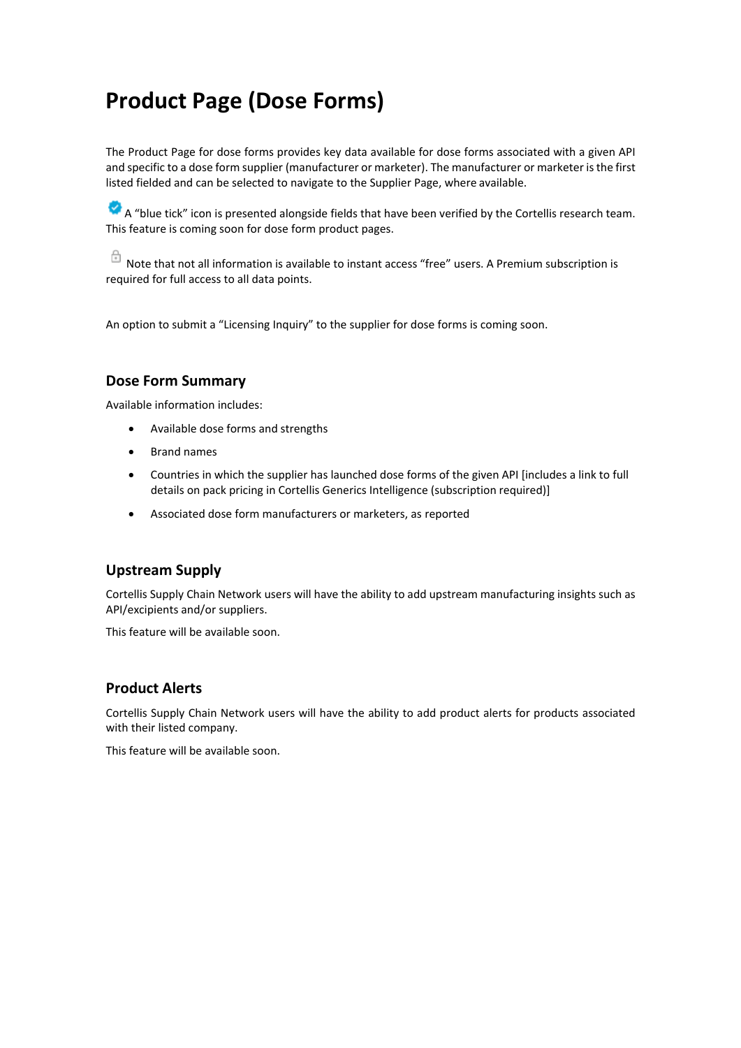# Product Page (Dose Forms)

The Product Page for dose forms provides key data available for dose forms associated with a given API and specific to a dose form supplier (manufacturer or marketer). The manufacturer or marketer is the first listed fielded and can be selected to navigate to the Supplier Page, where available.

A "blue tick" icon is presented alongside fields that have been verified by the Cortellis research team. This feature is coming soon for dose form product pages.

Note that not all information is available to instant access "free" users. A Premium subscription is required for full access to all data points.

An option to submit a "Licensing Inquiry" to the supplier for dose forms is coming soon.

## Dose Form Summary

Available information includes:

- Available dose forms and strengths
- Brand names
- Countries in which the supplier has launched dose forms of the given API [includes a link to full details on pack pricing in Cortellis Generics Intelligence (subscription required)]
- Associated dose form manufacturers or marketers, as reported

## Upstream Supply

Cortellis Supply Chain Network users will have the ability to add upstream manufacturing insights such as API/excipients and/or suppliers.

This feature will be available soon.

## Product Alerts

Cortellis Supply Chain Network users will have the ability to add product alerts for products associated with their listed company.

This feature will be available soon.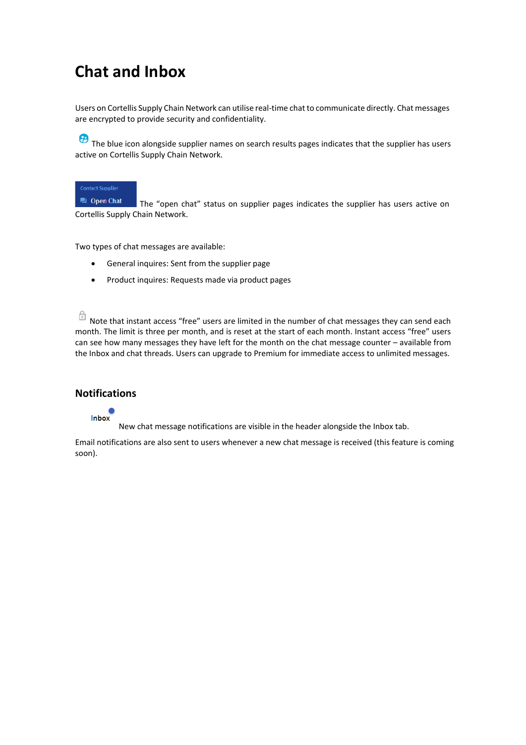# Chat and Inbox

Users on Cortellis Supply Chain Network can utilise real-time chat to communicate directly. Chat messages are encrypted to provide security and confidentiality.

The blue icon alongside supplier names on search results pages indicates that the supplier has users active on Cortellis Supply Chain Network.

Contact Supplier
Open Chat
The "open chat" status on supplier pages indicates the supplier has users active on Cortellis Supply Chain Network.

Two types of chat messages are available:

- General inquires: Sent from the supplier page
- Product inquires: Requests made via product pages

Note that instant access "free" users are limited in the number of chat messages they can send each month. The limit is three per month, and is reset at the start of each month. Instant access "free" users can see how many messages they have left for the month on the chat message counter – available from the Inbox and chat threads. Users can upgrade to Premium for immediate access to unlimited messages.

## Notifications

Inbox
New chat message notifications are visible in the header alongside the Inbox tab.

Email notifications are also sent to users whenever a new chat message is received (this feature is coming soon).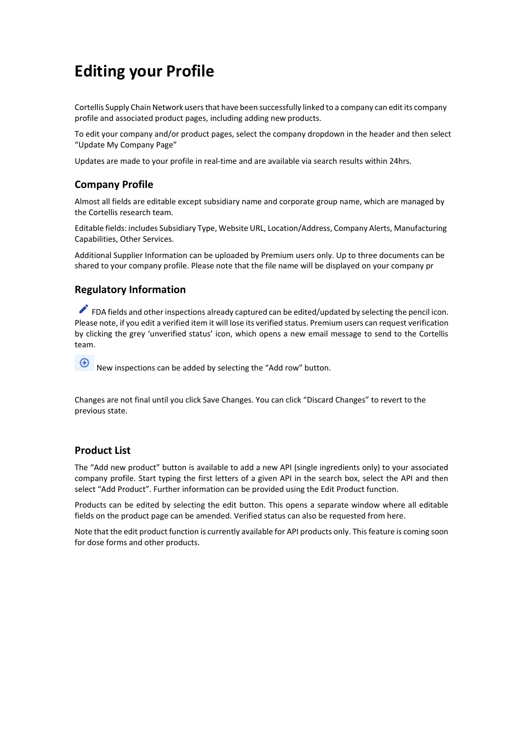# Editing your Profile

Cortellis Supply Chain Network users that have been successfully linked to a company can edit its company profile and associated product pages, including adding new products.

To edit your company and/or product pages, select the company dropdown in the header and then select "Update My Company Page"

Updates are made to your profile in real-time and are available via search results within 24hrs.

## Company Profile

Almost all fields are editable except subsidiary name and corporate group name, which are managed by the Cortellis research team.

Editable fields: includes Subsidiary Type, Website URL, Location/Address, Company Alerts, Manufacturing Capabilities, Other Services.

Additional Supplier Information can be uploaded by Premium users only. Up to three documents can be shared to your company profile. Please note that the file name will be displayed on your company pr

## Regulatory Information

FDA fields and other inspections already captured can be edited/updated by selecting the pencil icon. Please note, if you edit a verified item it will lose its verified status. Premium users can request verification by clicking the grey 'unverified status' icon, which opens a new email message to send to the Cortellis team.

New inspections can be added by selecting the "Add row" button.

Changes are not final until you click Save Changes. You can click "Discard Changes" to revert to the previous state.

## Product List

The "Add new product" button is available to add a new API (single ingredients only) to your associated company profile. Start typing the first letters of a given API in the search box, select the API and then select "Add Product". Further information can be provided using the Edit Product function.

Products can be edited by selecting the edit button. This opens a separate window where all editable fields on the product page can be amended. Verified status can also be requested from here.

Note that the edit product function is currently available for API products only. This feature is coming soon for dose forms and other products.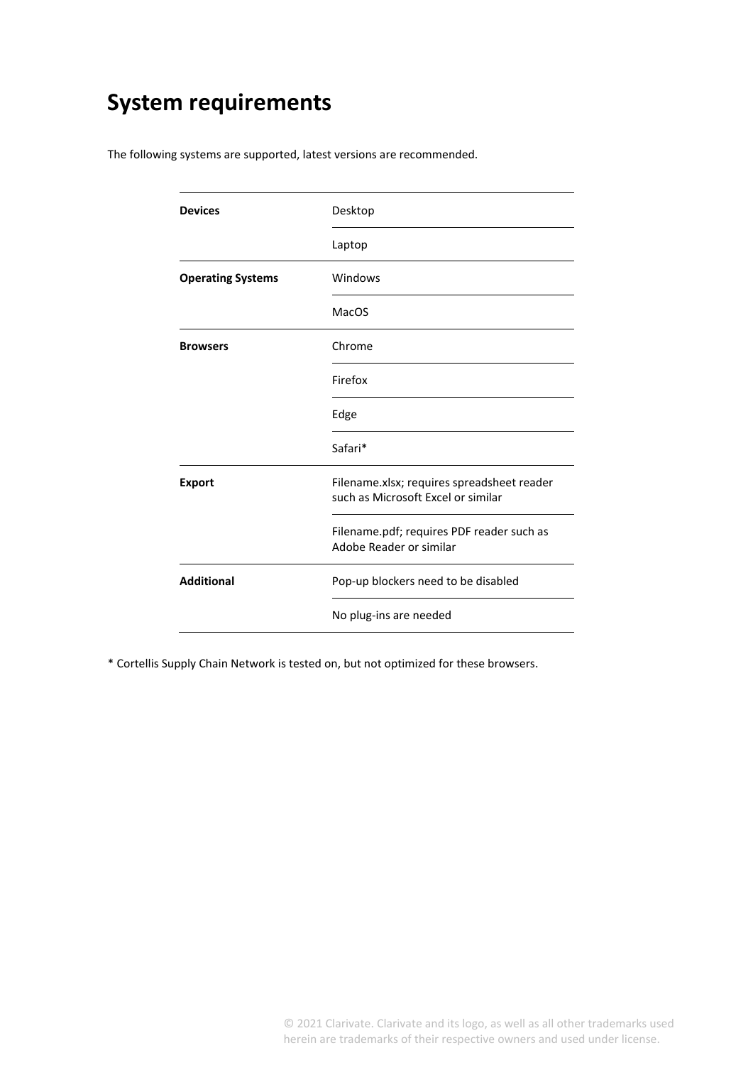# System requirements

The following systems are supported, latest versions are recommended.

| | |
|---|---|
| **Devices** | Desktop |
| | Laptop |
| **Operating Systems** | Windows |
| | MacOS |
| **Browsers** | Chrome |
| | Firefox |
| | Edge |
| | Safari* |
| **Export** | Filename.xlsx; requires spreadsheet reader such as Microsoft Excel or similar |
| | Filename.pdf; requires PDF reader such as Adobe Reader or similar |
| **Additional** | Pop-up blockers need to be disabled |
| | No plug-ins are needed |

* Cortellis Supply Chain Network is tested on, but not optimized for these browsers.

© 2021 Clarivate. Clarivate and its logo, as well as all other trademarks used herein are trademarks of their respective owners and used under license.